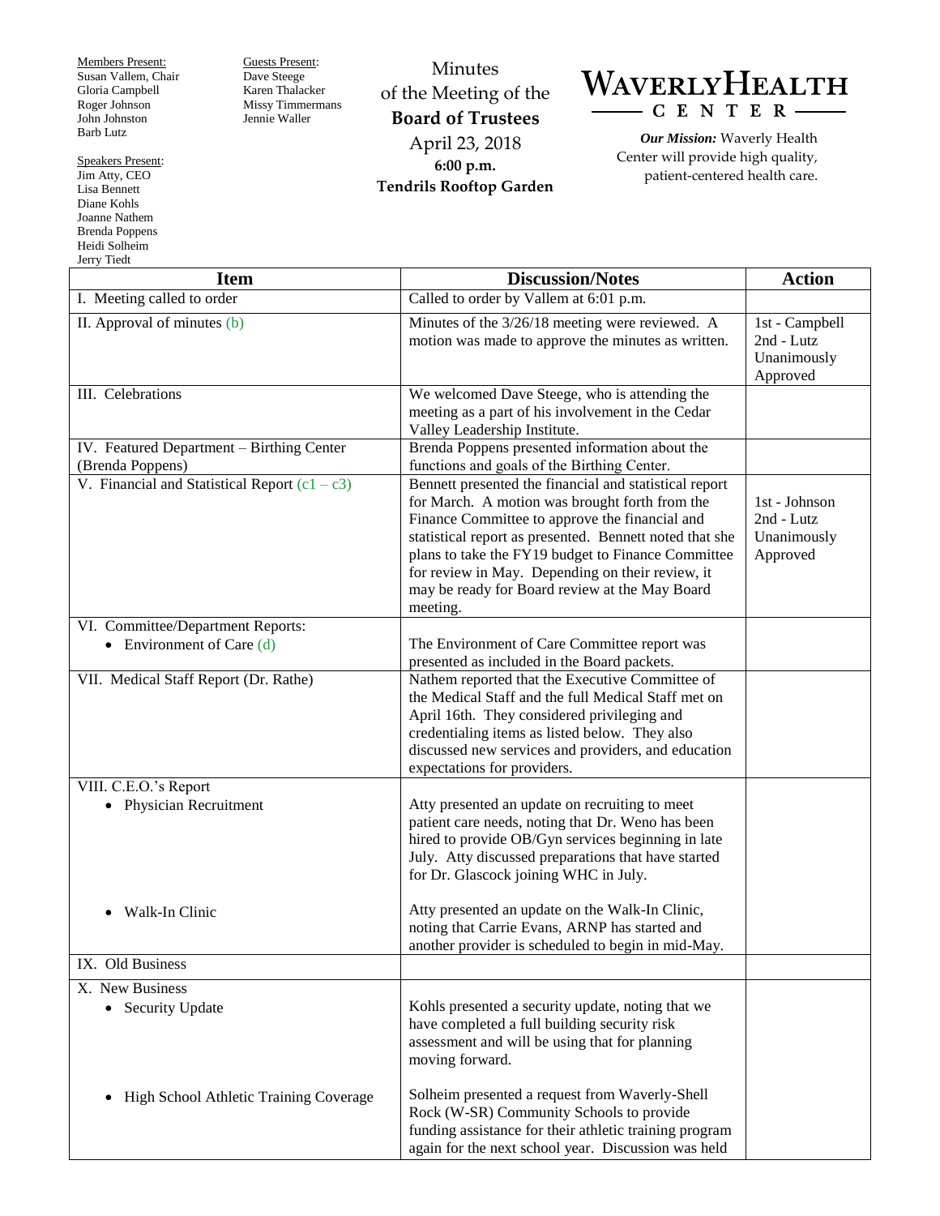Members Present:
Susan Vallem, Chair
Gloria Campbell
Roger Johnson
John Johnston
Barb Lutz

Guests Present:
Dave Steege
Karen Thalacker
Missy Timmermans
Jennie Waller

Speakers Present:
Jim Atty, CEO
Lisa Bennett
Diane Kohls
Joanne Nathem
Brenda Poppens
Heidi Solheim
Jerry Tiedt

# Minutes of the Meeting of the **Board of Trustees**

April 23, 2018
**6:00 p.m.**
**Tendrils Rooftop Garden**

**WAVERLY HEALTH CENTER**

***Our Mission:*** Waverly Health Center will provide high quality, patient-centered health care.

| Item | Discussion/Notes | Action |
|---|---|---|
| I. Meeting called to order | Called to order by Vallem at 6:01 p.m. | |
| II. Approval of minutes (b) | Minutes of the 3/26/18 meeting were reviewed. A motion was made to approve the minutes as written. | 1st - Campbell<br>2nd - Lutz<br>Unanimously Approved |
| III. Celebrations | We welcomed Dave Steege, who is attending the meeting as a part of his involvement in the Cedar Valley Leadership Institute. | |
| IV. Featured Department – Birthing Center (Brenda Poppens) | Brenda Poppens presented information about the functions and goals of the Birthing Center. | |
| V. Financial and Statistical Report (c1 – c3) | Bennett presented the financial and statistical report for March. A motion was brought forth from the Finance Committee to approve the financial and statistical report as presented. Bennett noted that she plans to take the FY19 budget to Finance Committee for review in May. Depending on their review, it may be ready for Board review at the May Board meeting. | 1st - Johnson<br>2nd - Lutz<br>Unanimously Approved |
| VI. Committee/Department Reports:<br>• Environment of Care (d) | The Environment of Care Committee report was presented as included in the Board packets. | |
| VII. Medical Staff Report (Dr. Rathe) | Nathem reported that the Executive Committee of the Medical Staff and the full Medical Staff met on April 16th. They considered privileging and credentialing items as listed below. They also discussed new services and providers, and education expectations for providers. | |
| VIII. C.E.O.'s Report<br>• Physician Recruitment<br><br>• Walk-In Clinic | Atty presented an update on recruiting to meet patient care needs, noting that Dr. Weno has been hired to provide OB/Gyn services beginning in late July. Atty discussed preparations that have started for Dr. Glascock joining WHC in July.<br><br>Atty presented an update on the Walk-In Clinic, noting that Carrie Evans, ARNP has started and another provider is scheduled to begin in mid-May. | |
| IX. Old Business | | |
| X. New Business<br>• Security Update<br><br>• High School Athletic Training Coverage | Kohls presented a security update, noting that we have completed a full building security risk assessment and will be using that for planning moving forward.<br><br>Solheim presented a request from Waverly-Shell Rock (W-SR) Community Schools to provide funding assistance for their athletic training program again for the next school year. Discussion was held | |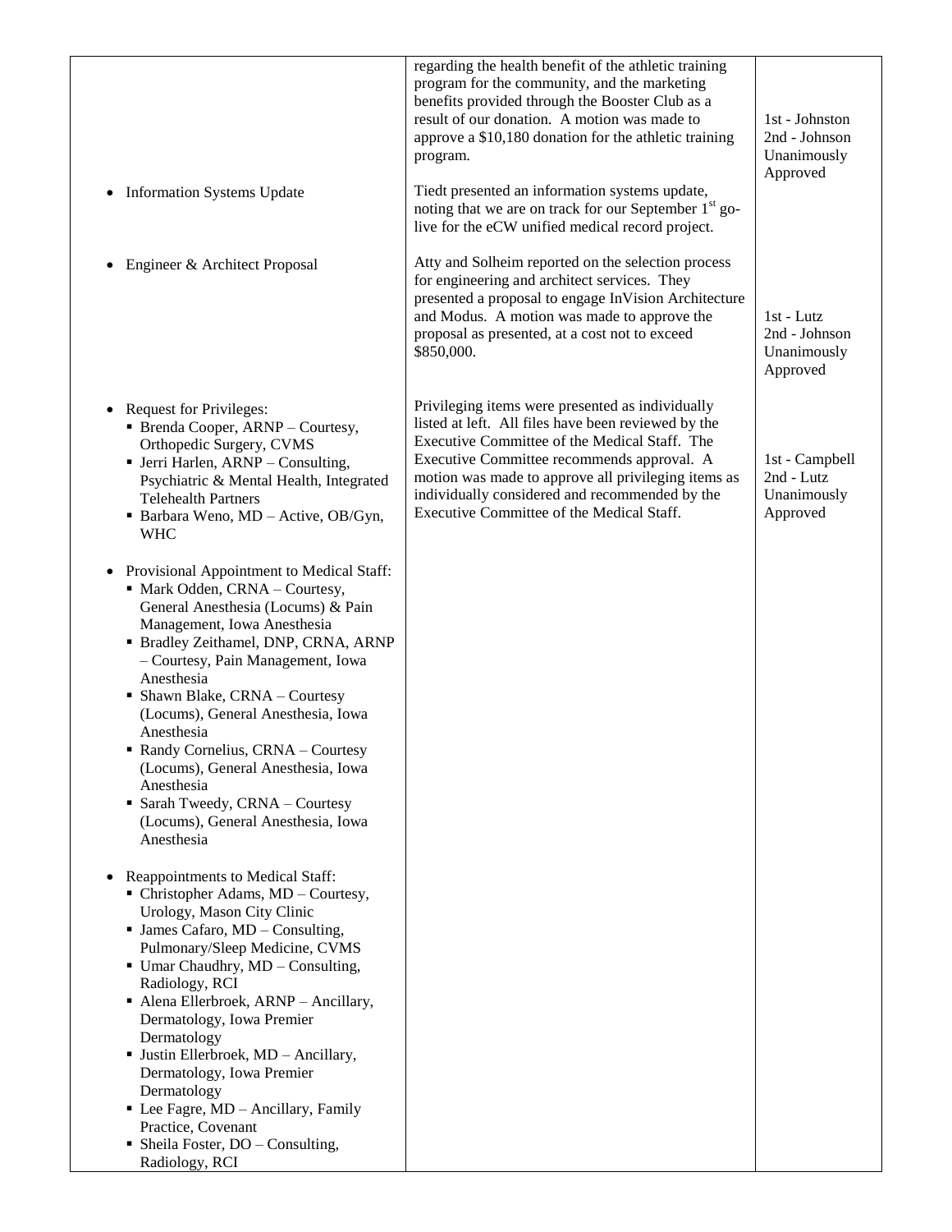| | | |
|---|---|---|
| | regarding the health benefit of the athletic training program for the community, and the marketing benefits provided through the Booster Club as a result of our donation. A motion was made to approve a $10,180 donation for the athletic training program. | 1st - Johnston<br>2nd - Johnson<br>Unanimously Approved |
| • Information Systems Update | Tiedt presented an information systems update, noting that we are on track for our September 1st go-live for the eCW unified medical record project. | |
| • Engineer & Architect Proposal | Atty and Solheim reported on the selection process for engineering and architect services. They presented a proposal to engage InVision Architecture and Modus. A motion was made to approve the proposal as presented, at a cost not to exceed $850,000. | 1st - Lutz<br>2nd - Johnson<br>Unanimously Approved |
| • Request for Privileges:<br>▪ Brenda Cooper, ARNP – Courtesy, Orthopedic Surgery, CVMS<br>▪ Jerri Harlen, ARNP – Consulting, Psychiatric & Mental Health, Integrated Telehealth Partners<br>▪ Barbara Weno, MD – Active, OB/Gyn, WHC<br><br>• Provisional Appointment to Medical Staff:<br>▪ Mark Odden, CRNA – Courtesy, General Anesthesia (Locums) & Pain Management, Iowa Anesthesia<br>▪ Bradley Zeithamel, DNP, CRNA, ARNP – Courtesy, Pain Management, Iowa Anesthesia<br>▪ Shawn Blake, CRNA – Courtesy (Locums), General Anesthesia, Iowa Anesthesia<br>▪ Randy Cornelius, CRNA – Courtesy (Locums), General Anesthesia, Iowa Anesthesia<br>▪ Sarah Tweedy, CRNA – Courtesy (Locums), General Anesthesia, Iowa Anesthesia<br><br>• Reappointments to Medical Staff:<br>▪ Christopher Adams, MD – Courtesy, Urology, Mason City Clinic<br>▪ James Cafaro, MD – Consulting, Pulmonary/Sleep Medicine, CVMS<br>▪ Umar Chaudhry, MD – Consulting, Radiology, RCI<br>▪ Alena Ellerbroek, ARNP – Ancillary, Dermatology, Iowa Premier Dermatology<br>▪ Justin Ellerbroek, MD – Ancillary, Dermatology, Iowa Premier Dermatology<br>▪ Lee Fagre, MD – Ancillary, Family Practice, Covenant<br>▪ Sheila Foster, DO – Consulting, Radiology, RCI | Privileging items were presented as individually listed at left. All files have been reviewed by the Executive Committee of the Medical Staff. The Executive Committee recommends approval. A motion was made to approve all privileging items as individually considered and recommended by the Executive Committee of the Medical Staff. | 1st - Campbell<br>2nd - Lutz<br>Unanimously Approved |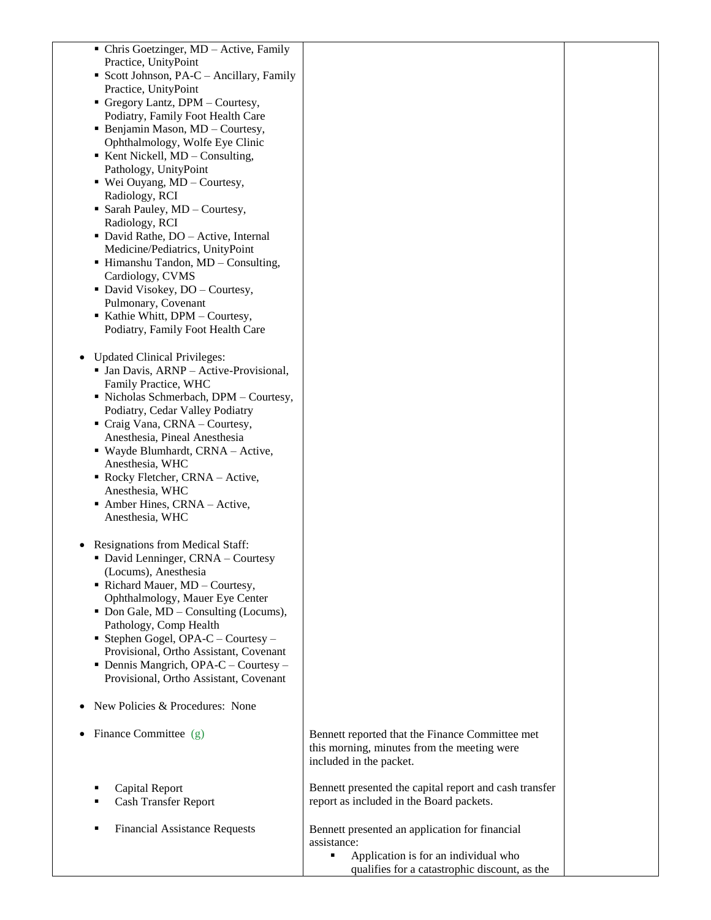| | | |
|---|---|---|
| ▪ Chris Goetzinger, MD – Active, Family Practice, UnityPoint<br>▪ Scott Johnson, PA-C – Ancillary, Family Practice, UnityPoint<br>▪ Gregory Lantz, DPM – Courtesy, Podiatry, Family Foot Health Care<br>▪ Benjamin Mason, MD – Courtesy, Ophthalmology, Wolfe Eye Clinic<br>▪ Kent Nickell, MD – Consulting, Pathology, UnityPoint<br>▪ Wei Ouyang, MD – Courtesy, Radiology, RCI<br>▪ Sarah Pauley, MD – Courtesy, Radiology, RCI<br>▪ David Rathe, DO – Active, Internal Medicine/Pediatrics, UnityPoint<br>▪ Himanshu Tandon, MD – Consulting, Cardiology, CVMS<br>▪ David Visokey, DO – Courtesy, Pulmonary, Covenant<br>▪ Kathie Whitt, DPM – Courtesy, Podiatry, Family Foot Health Care | | |
| • Updated Clinical Privileges:<br>▪ Jan Davis, ARNP – Active-Provisional, Family Practice, WHC<br>▪ Nicholas Schmerbach, DPM – Courtesy, Podiatry, Cedar Valley Podiatry<br>▪ Craig Vana, CRNA – Courtesy, Anesthesia, Pineal Anesthesia<br>▪ Wayde Blumhardt, CRNA – Active, Anesthesia, WHC<br>▪ Rocky Fletcher, CRNA – Active, Anesthesia, WHC<br>▪ Amber Hines, CRNA – Active, Anesthesia, WHC | | |
| • Resignations from Medical Staff:<br>▪ David Lenninger, CRNA – Courtesy (Locums), Anesthesia<br>▪ Richard Mauer, MD – Courtesy, Ophthalmology, Mauer Eye Center<br>▪ Don Gale, MD – Consulting (Locums), Pathology, Comp Health<br>▪ Stephen Gogel, OPA-C – Courtesy – Provisional, Ortho Assistant, Covenant<br>▪ Dennis Mangrich, OPA-C – Courtesy – Provisional, Ortho Assistant, Covenant | | |
| • New Policies & Procedures: None | | |
| • Finance Committee (g) | Bennett reported that the Finance Committee met this morning, minutes from the meeting were included in the packet. | |
| ▪ Capital Report<br>▪ Cash Transfer Report | Bennett presented the capital report and cash transfer report as included in the Board packets. | |
| ▪ Financial Assistance Requests | Bennett presented an application for financial assistance:<br>▪ Application is for an individual who qualifies for a catastrophic discount, as the | |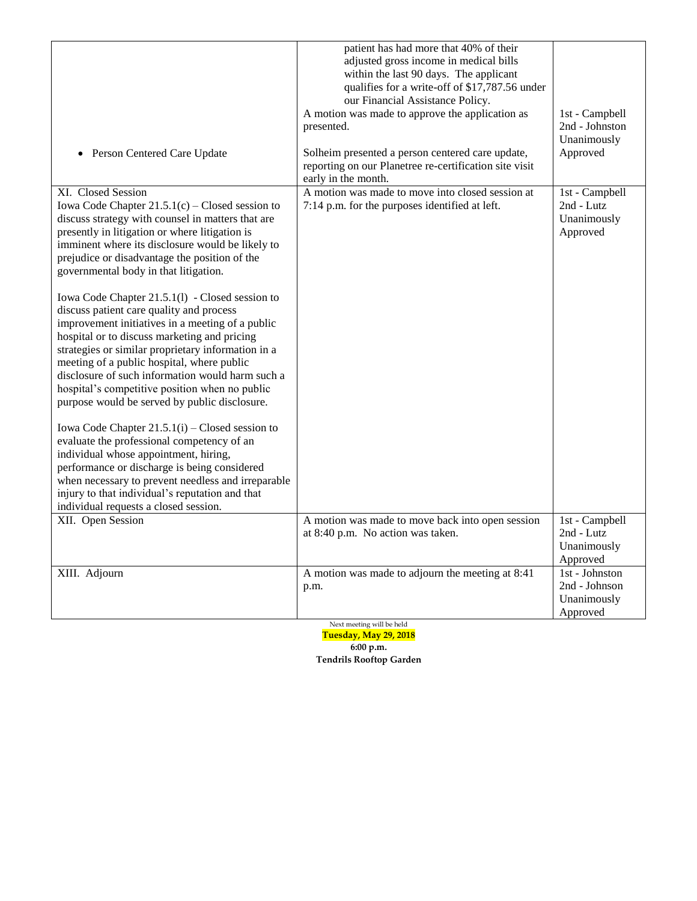| | | |
|---|---|---|
| | patient has had more that 40% of their adjusted gross income in medical bills within the last 90 days. The applicant qualifies for a write-off of $17,787.56 under our Financial Assistance Policy.<br>A motion was made to approve the application as presented. | 1st - Campbell<br>2nd - Johnston<br>Unanimously Approved |
| • Person Centered Care Update | Solheim presented a person centered care update, reporting on our Planetree re-certification site visit early in the month. | |
| XI. Closed Session<br>Iowa Code Chapter 21.5.1(c) – Closed session to discuss strategy with counsel in matters that are presently in litigation or where litigation is imminent where its disclosure would be likely to prejudice or disadvantage the position of the governmental body in that litigation.<br><br>Iowa Code Chapter 21.5.1(l) - Closed session to discuss patient care quality and process improvement initiatives in a meeting of a public hospital or to discuss marketing and pricing strategies or similar proprietary information in a meeting of a public hospital, where public disclosure of such information would harm such a hospital's competitive position when no public purpose would be served by public disclosure.<br><br>Iowa Code Chapter 21.5.1(i) – Closed session to evaluate the professional competency of an individual whose appointment, hiring, performance or discharge is being considered when necessary to prevent needless and irreparable injury to that individual's reputation and that individual requests a closed session. | A motion was made to move into closed session at 7:14 p.m. for the purposes identified at left. | 1st - Campbell<br>2nd - Lutz<br>Unanimously Approved |
| XII. Open Session | A motion was made to move back into open session at 8:40 p.m. No action was taken. | 1st - Campbell<br>2nd - Lutz<br>Unanimously Approved |
| XIII. Adjourn | A motion was made to adjourn the meeting at 8:41 p.m. | 1st - Johnston<br>2nd - Johnson<br>Unanimously Approved |

Next meeting will be held

**Tuesday, May 29, 2018**

**6:00 p.m.**

**Tendrils Rooftop Garden**